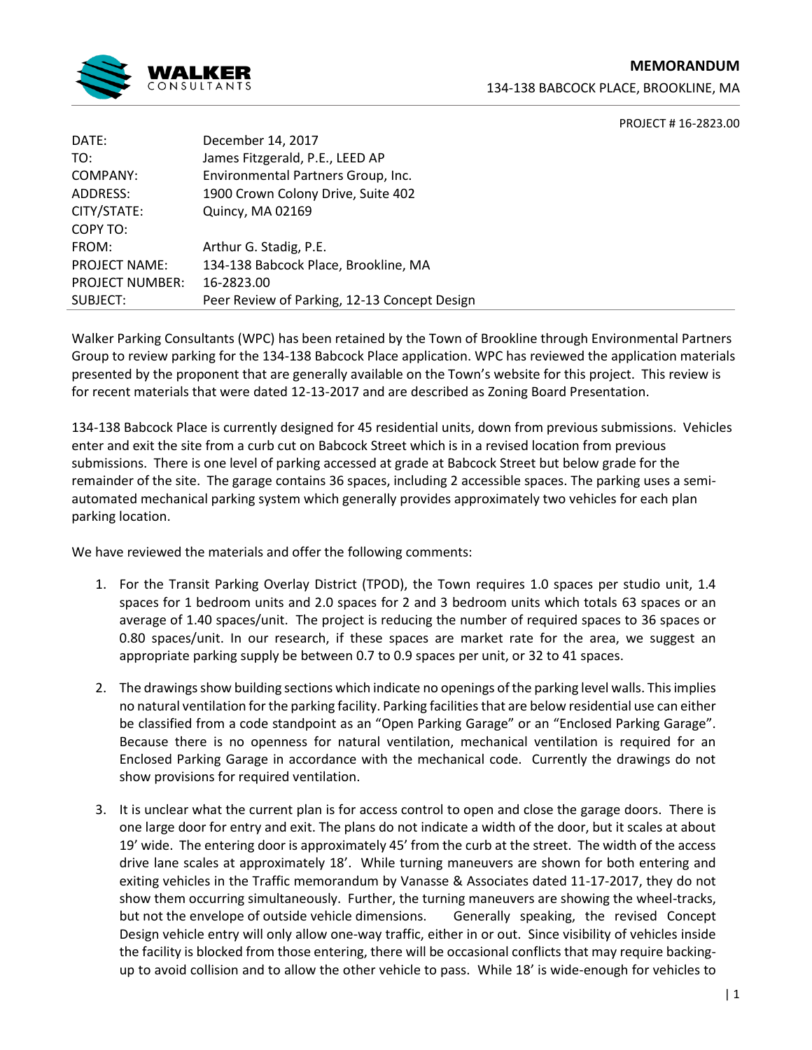# MEMORANDUM

134-138 BABCOCK PLACE, BROOKLINE, MA

PROJECT # 16-2823.00

| | |
|---|---|
| DATE: | December 14, 2017 |
| TO: | James Fitzgerald, P.E., LEED AP |
| COMPANY: | Environmental Partners Group, Inc. |
| ADDRESS: | 1900 Crown Colony Drive, Suite 402 |
| CITY/STATE: | Quincy, MA 02169 |
| COPY TO: | |
| FROM: | Arthur G. Stadig, P.E. |
| PROJECT NAME: | 134-138 Babcock Place, Brookline, MA |
| PROJECT NUMBER: | 16-2823.00 |
| SUBJECT: | Peer Review of Parking, 12-13 Concept Design |

Walker Parking Consultants (WPC) has been retained by the Town of Brookline through Environmental Partners Group to review parking for the 134-138 Babcock Place application. WPC has reviewed the application materials presented by the proponent that are generally available on the Town's website for this project. This review is for recent materials that were dated 12-13-2017 and are described as Zoning Board Presentation.

134-138 Babcock Place is currently designed for 45 residential units, down from previous submissions. Vehicles enter and exit the site from a curb cut on Babcock Street which is in a revised location from previous submissions. There is one level of parking accessed at grade at Babcock Street but below grade for the remainder of the site. The garage contains 36 spaces, including 2 accessible spaces. The parking uses a semi-automated mechanical parking system which generally provides approximately two vehicles for each plan parking location.

We have reviewed the materials and offer the following comments:

1. For the Transit Parking Overlay District (TPOD), the Town requires 1.0 spaces per studio unit, 1.4 spaces for 1 bedroom units and 2.0 spaces for 2 and 3 bedroom units which totals 63 spaces or an average of 1.40 spaces/unit. The project is reducing the number of required spaces to 36 spaces or 0.80 spaces/unit. In our research, if these spaces are market rate for the area, we suggest an appropriate parking supply be between 0.7 to 0.9 spaces per unit, or 32 to 41 spaces.

2. The drawings show building sections which indicate no openings of the parking level walls. This implies no natural ventilation for the parking facility. Parking facilities that are below residential use can either be classified from a code standpoint as an "Open Parking Garage" or an "Enclosed Parking Garage". Because there is no openness for natural ventilation, mechanical ventilation is required for an Enclosed Parking Garage in accordance with the mechanical code. Currently the drawings do not show provisions for required ventilation.

3. It is unclear what the current plan is for access control to open and close the garage doors. There is one large door for entry and exit. The plans do not indicate a width of the door, but it scales at about 19' wide. The entering door is approximately 45' from the curb at the street. The width of the access drive lane scales at approximately 18'. While turning maneuvers are shown for both entering and exiting vehicles in the Traffic memorandum by Vanasse & Associates dated 11-17-2017, they do not show them occurring simultaneously. Further, the turning maneuvers are showing the wheel-tracks, but not the envelope of outside vehicle dimensions. Generally speaking, the revised Concept Design vehicle entry will only allow one-way traffic, either in or out. Since visibility of vehicles inside the facility is blocked from those entering, there will be occasional conflicts that may require backing-up to avoid collision and to allow the other vehicle to pass. While 18' is wide-enough for vehicles to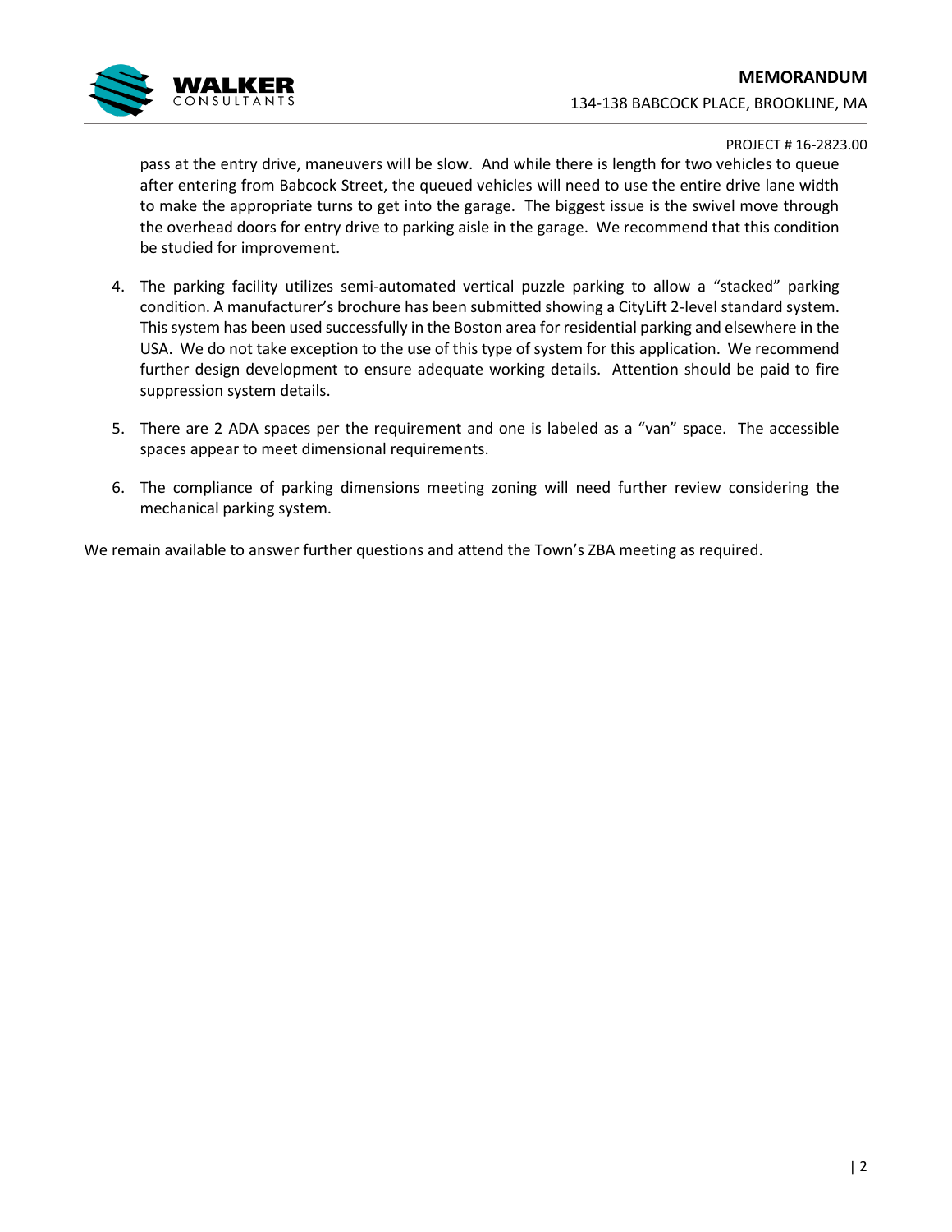pass at the entry drive, maneuvers will be slow. And while there is length for two vehicles to queue after entering from Babcock Street, the queued vehicles will need to use the entire drive lane width to make the appropriate turns to get into the garage. The biggest issue is the swivel move through the overhead doors for entry drive to parking aisle in the garage. We recommend that this condition be studied for improvement.

4. The parking facility utilizes semi-automated vertical puzzle parking to allow a "stacked" parking condition. A manufacturer's brochure has been submitted showing a CityLift 2-level standard system. This system has been used successfully in the Boston area for residential parking and elsewhere in the USA. We do not take exception to the use of this type of system for this application. We recommend further design development to ensure adequate working details. Attention should be paid to fire suppression system details.

5. There are 2 ADA spaces per the requirement and one is labeled as a "van" space. The accessible spaces appear to meet dimensional requirements.

6. The compliance of parking dimensions meeting zoning will need further review considering the mechanical parking system.

We remain available to answer further questions and attend the Town's ZBA meeting as required.